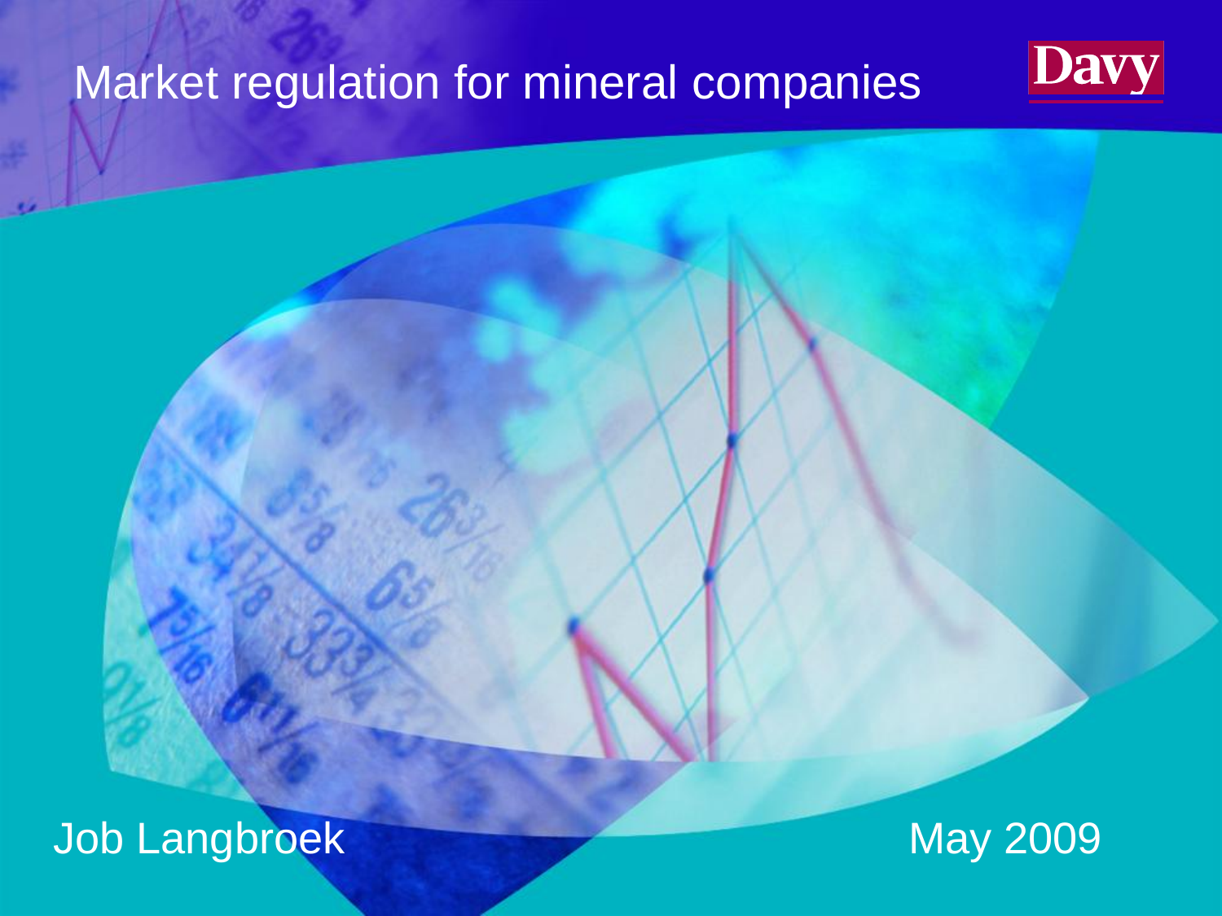# Market regulation for mineral companies

Davy

Job Langbroek

May 2009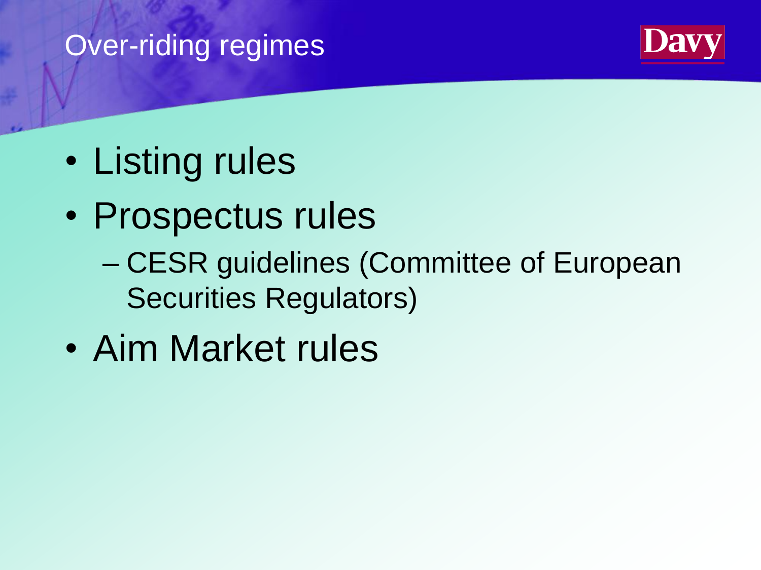# Over-riding regimes

- Listing rules
- Prospectus rules
  - CESR guidelines (Committee of European Securities Regulators)
- Aim Market rules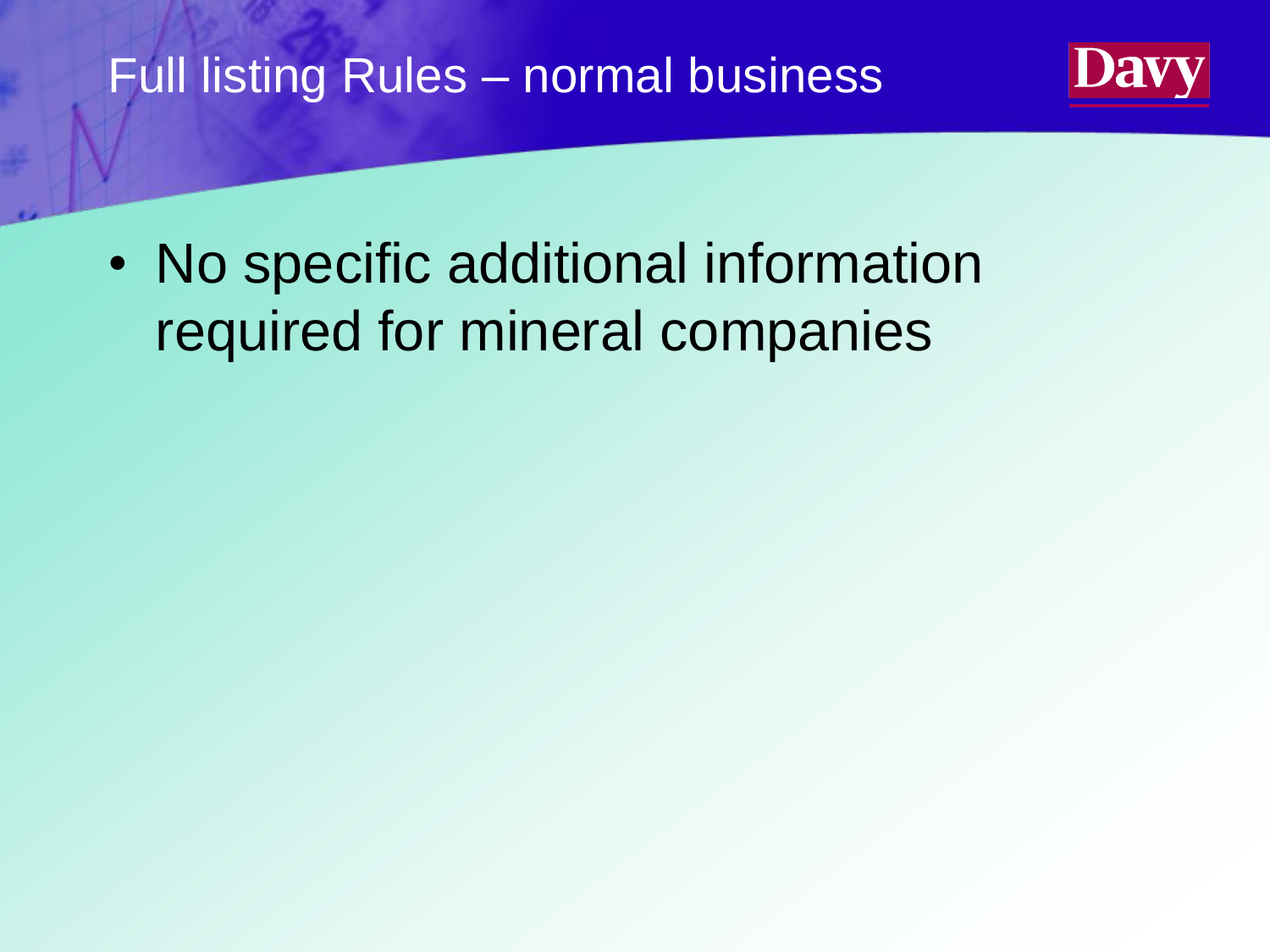# Full listing Rules – normal business

- No specific additional information required for mineral companies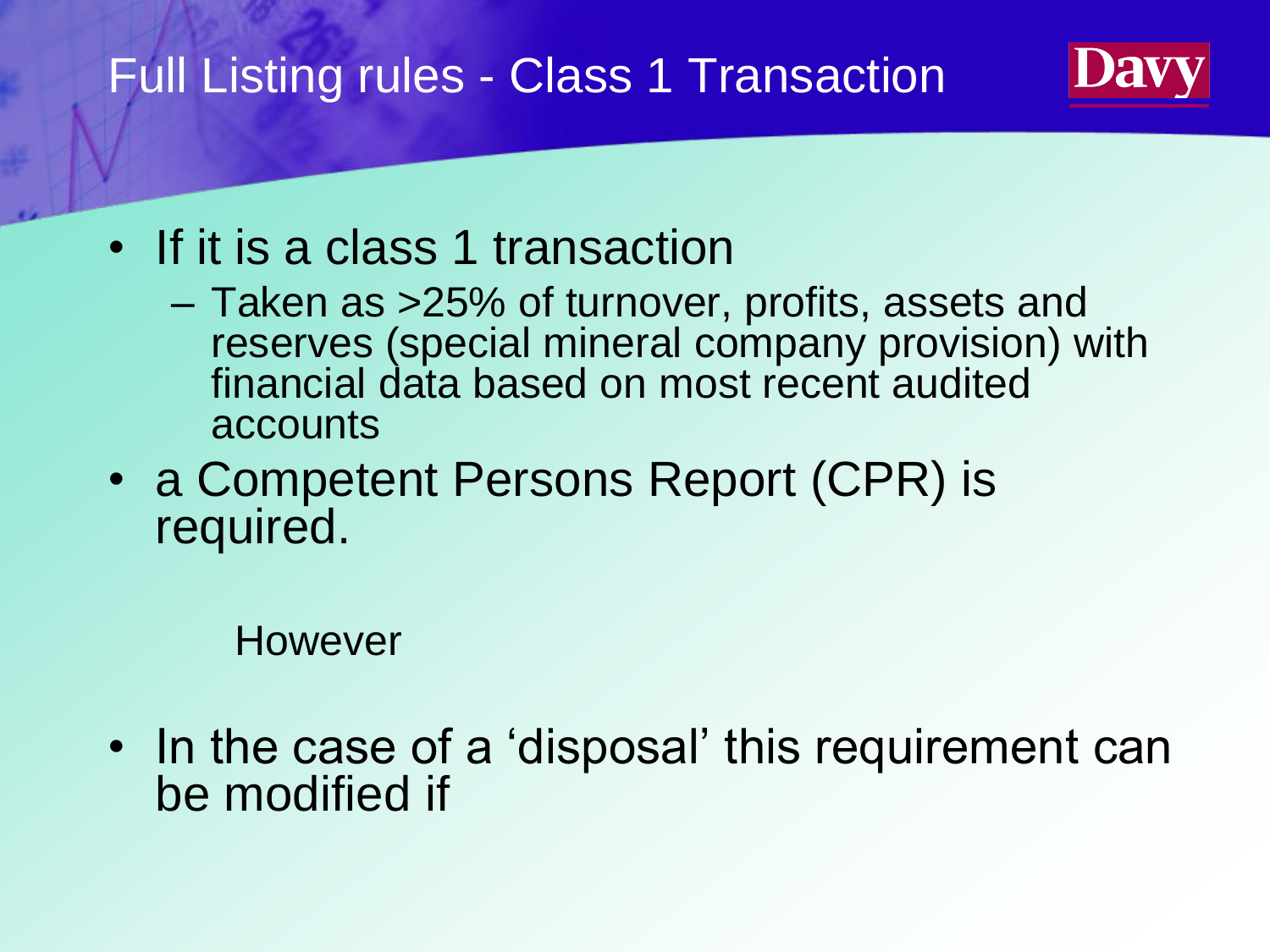# Full Listing rules - Class 1 Transaction

- If it is a class 1 transaction
  - Taken as >25% of turnover, profits, assets and reserves (special mineral company provision) with financial data based on most recent audited accounts
- a Competent Persons Report (CPR) is required.

However

- In the case of a 'disposal' this requirement can be modified if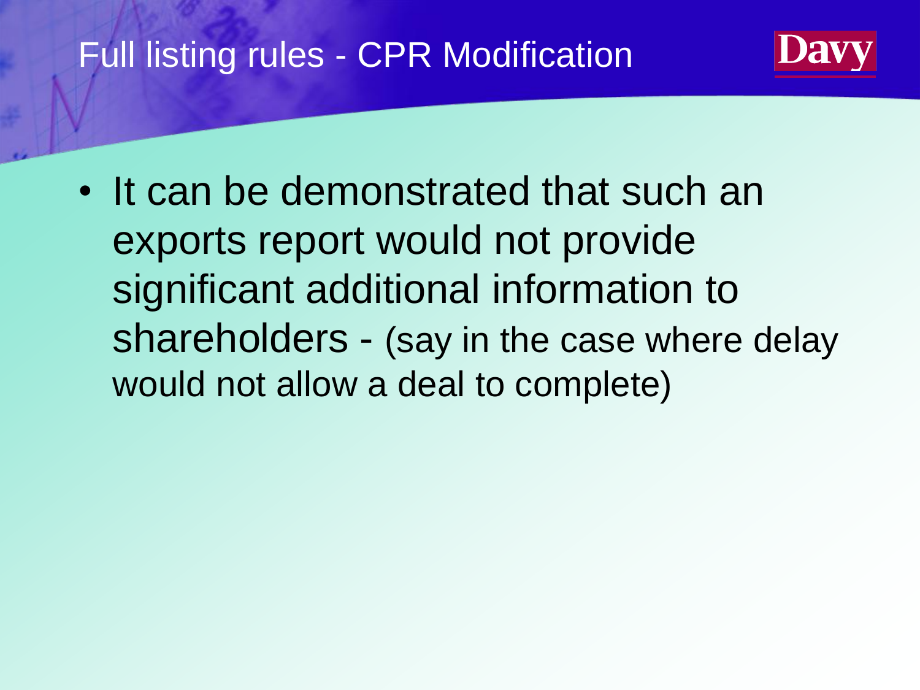# Full listing rules - CPR Modification

- It can be demonstrated that such an exports report would not provide significant additional information to shareholders - (say in the case where delay would not allow a deal to complete)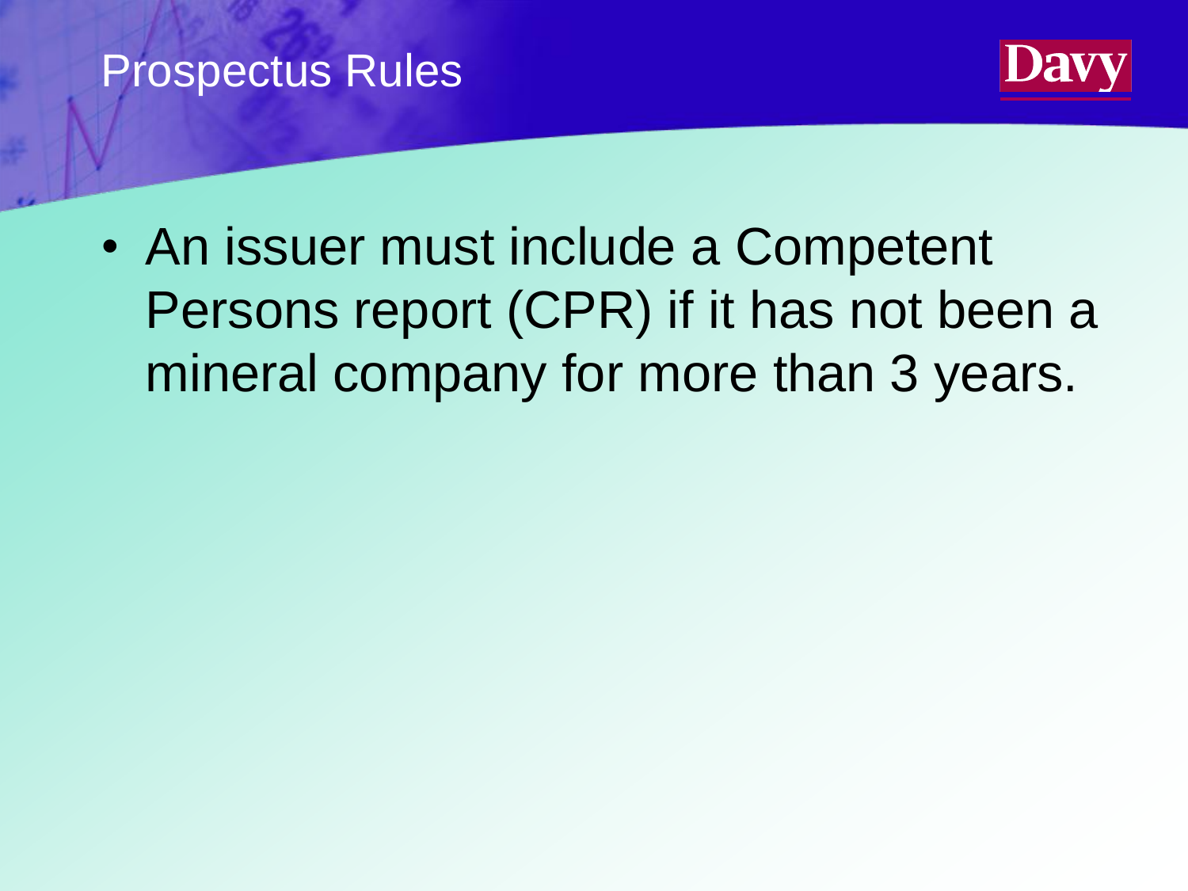# Prospectus Rules

- An issuer must include a Competent Persons report (CPR) if it has not been a mineral company for more than 3 years.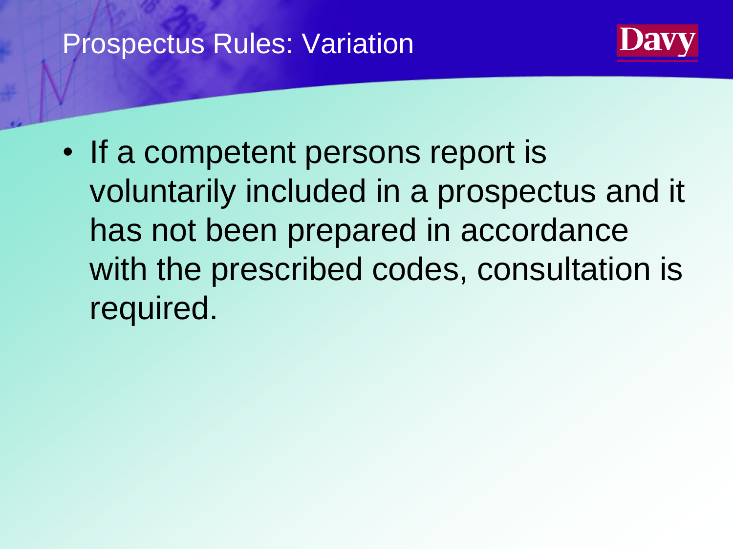# Prospectus Rules: Variation

- If a competent persons report is voluntarily included in a prospectus and it has not been prepared in accordance with the prescribed codes, consultation is required.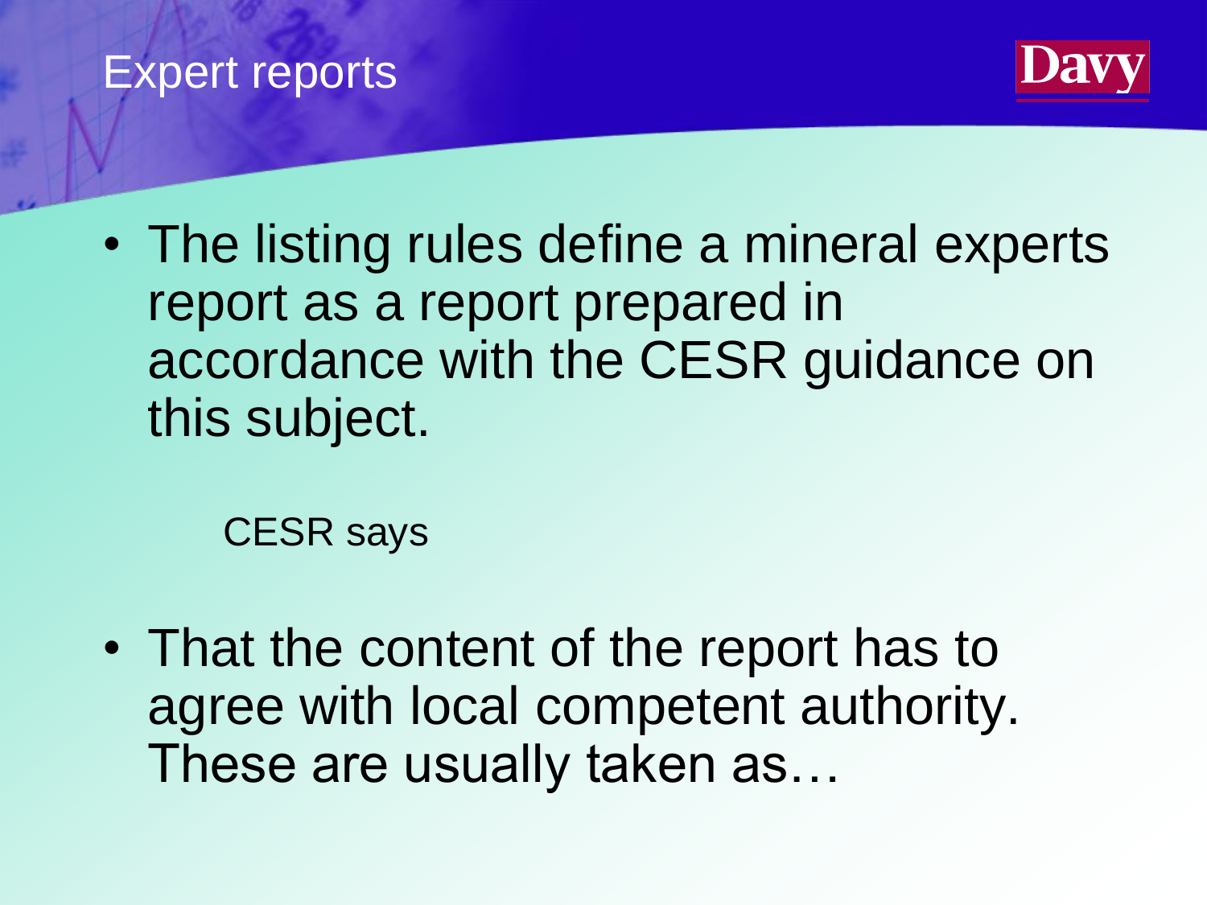# Expert reports

- The listing rules define a mineral experts report as a report prepared in accordance with the CESR guidance on this subject.

  CESR says

- That the content of the report has to agree with local competent authority. These are usually taken as…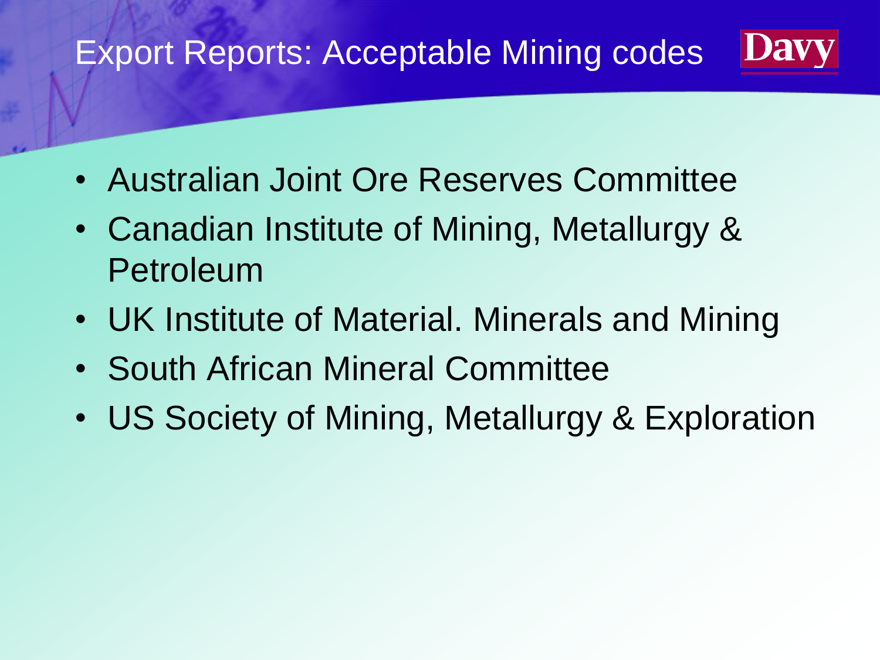# Export Reports: Acceptable Mining codes

Davy

- Australian Joint Ore Reserves Committee
- Canadian Institute of Mining, Metallurgy & Petroleum
- UK Institute of Material. Minerals and Mining
- South African Mineral Committee
- US Society of Mining, Metallurgy & Exploration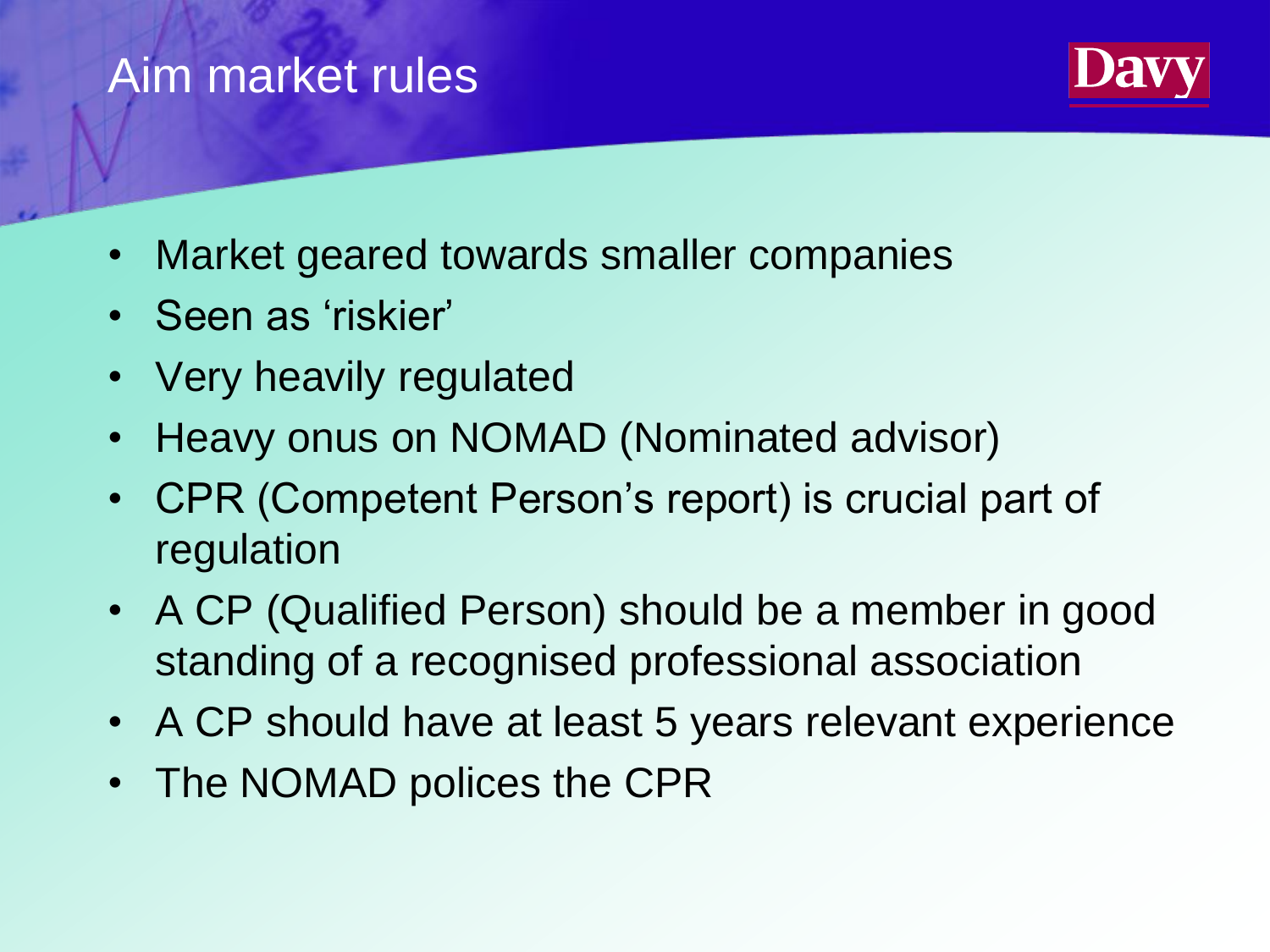# Aim market rules

- Market geared towards smaller companies
- Seen as 'riskier'
- Very heavily regulated
- Heavy onus on NOMAD (Nominated advisor)
- CPR (Competent Person's report) is crucial part of regulation
- A CP (Qualified Person) should be a member in good standing of a recognised professional association
- A CP should have at least 5 years relevant experience
- The NOMAD polices the CPR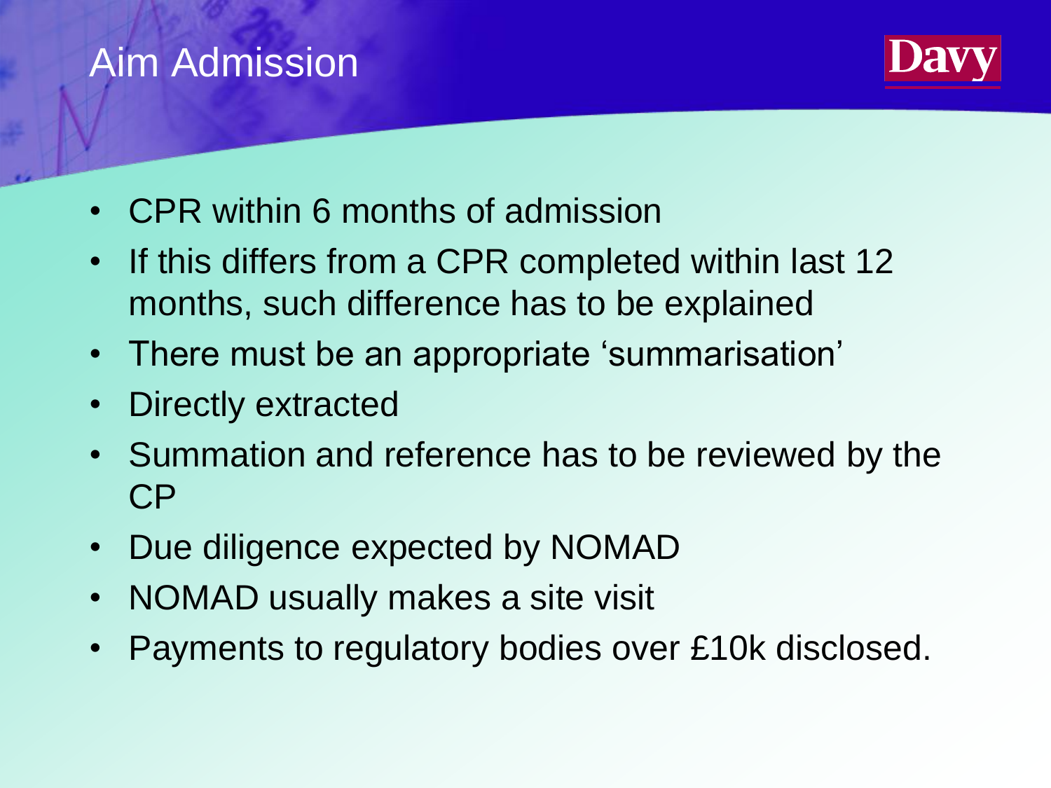# Aim Admission

- CPR within 6 months of admission
- If this differs from a CPR completed within last 12 months, such difference has to be explained
- There must be an appropriate 'summarisation'
- Directly extracted
- Summation and reference has to be reviewed by the CP
- Due diligence expected by NOMAD
- NOMAD usually makes a site visit
- Payments to regulatory bodies over £10k disclosed.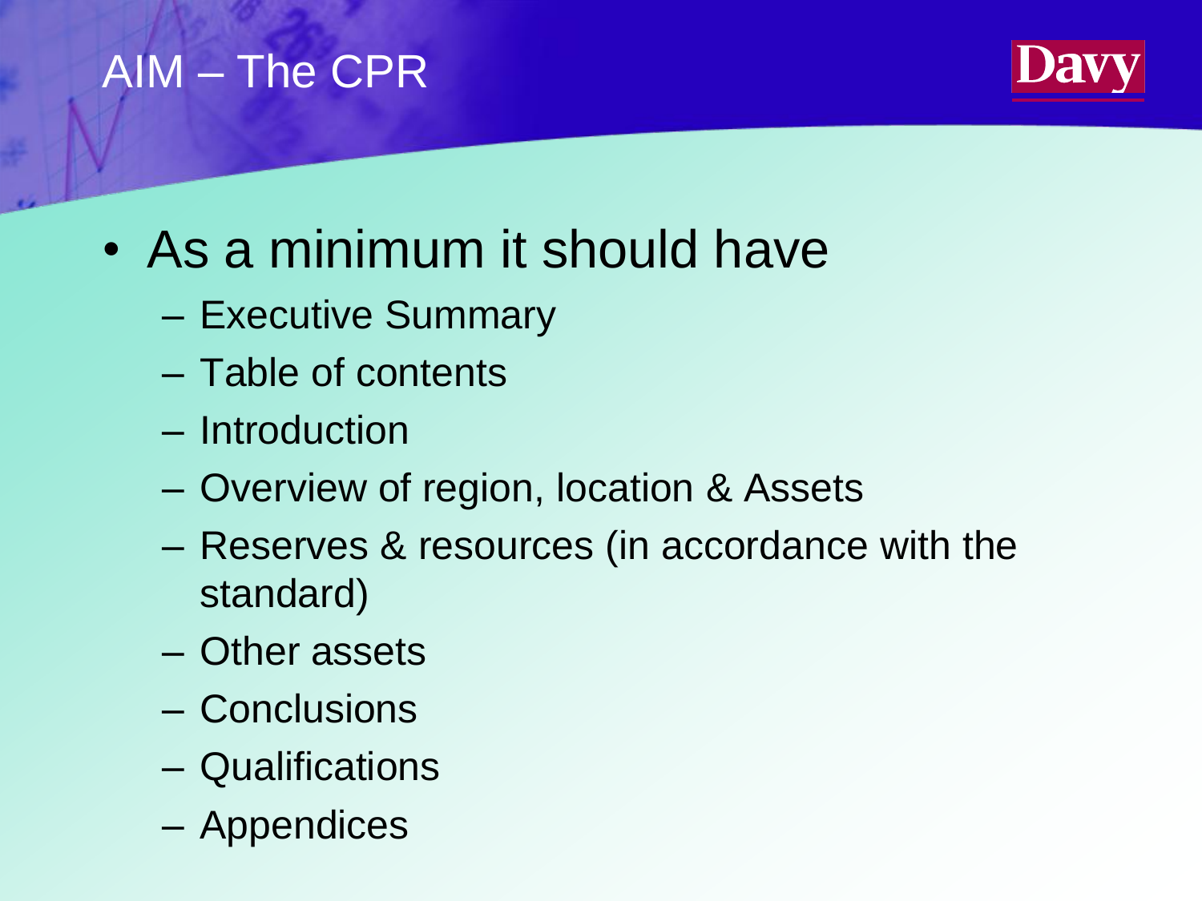# AIM – The CPR

- As a minimum it should have
  - Executive Summary
  - Table of contents
  - Introduction
  - Overview of region, location & Assets
  - Reserves & resources (in accordance with the standard)
  - Other assets
  - Conclusions
  - Qualifications
  - Appendices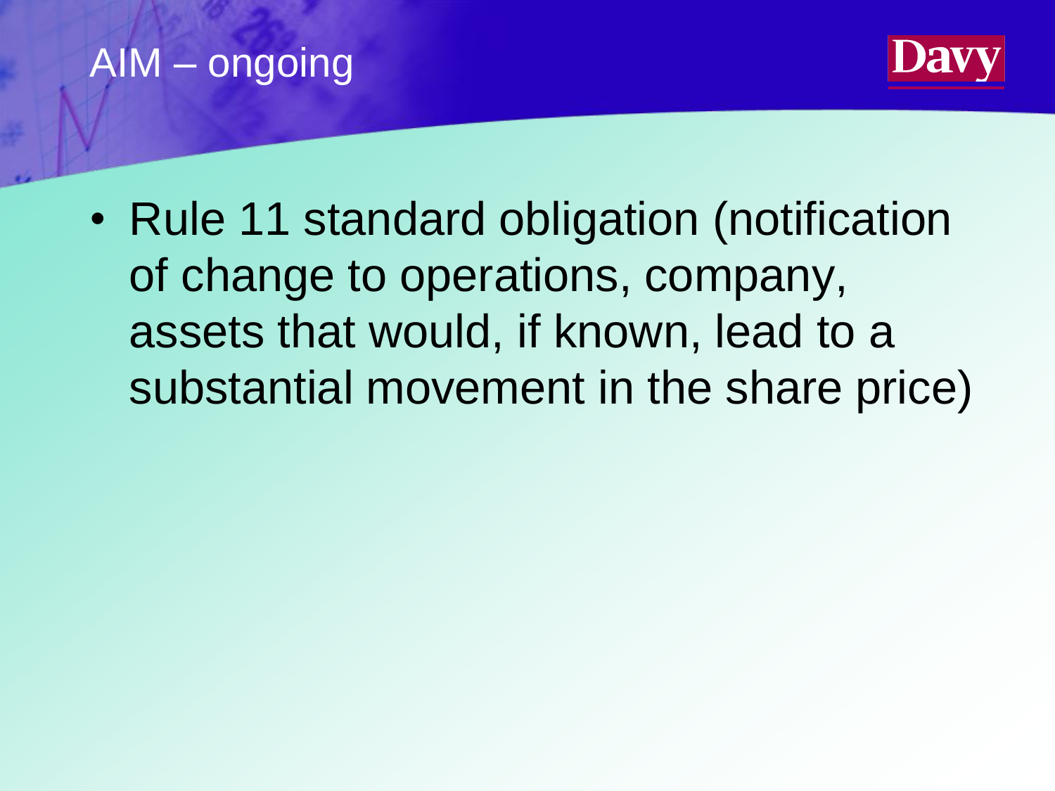# AIM – ongoing

- Rule 11 standard obligation (notification of change to operations, company, assets that would, if known, lead to a substantial movement in the share price)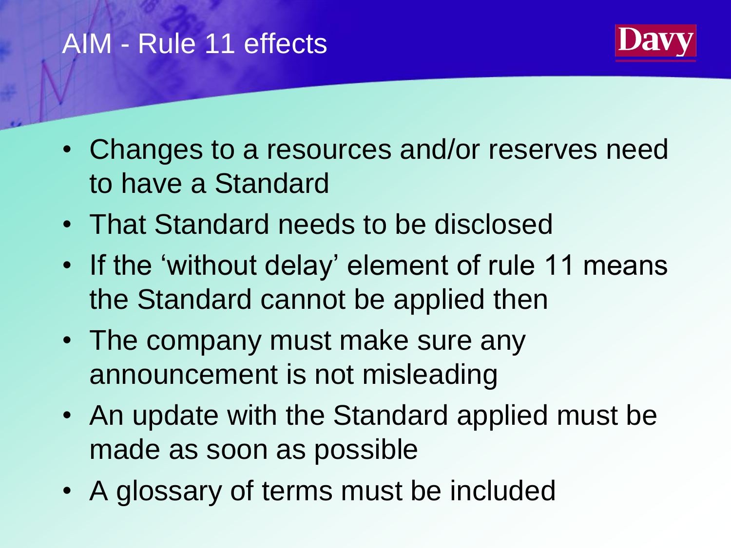# AIM - Rule 11 effects

Davy

- Changes to a resources and/or reserves need to have a Standard
- That Standard needs to be disclosed
- If the 'without delay' element of rule 11 means the Standard cannot be applied then
- The company must make sure any announcement is not misleading
- An update with the Standard applied must be made as soon as possible
- A glossary of terms must be included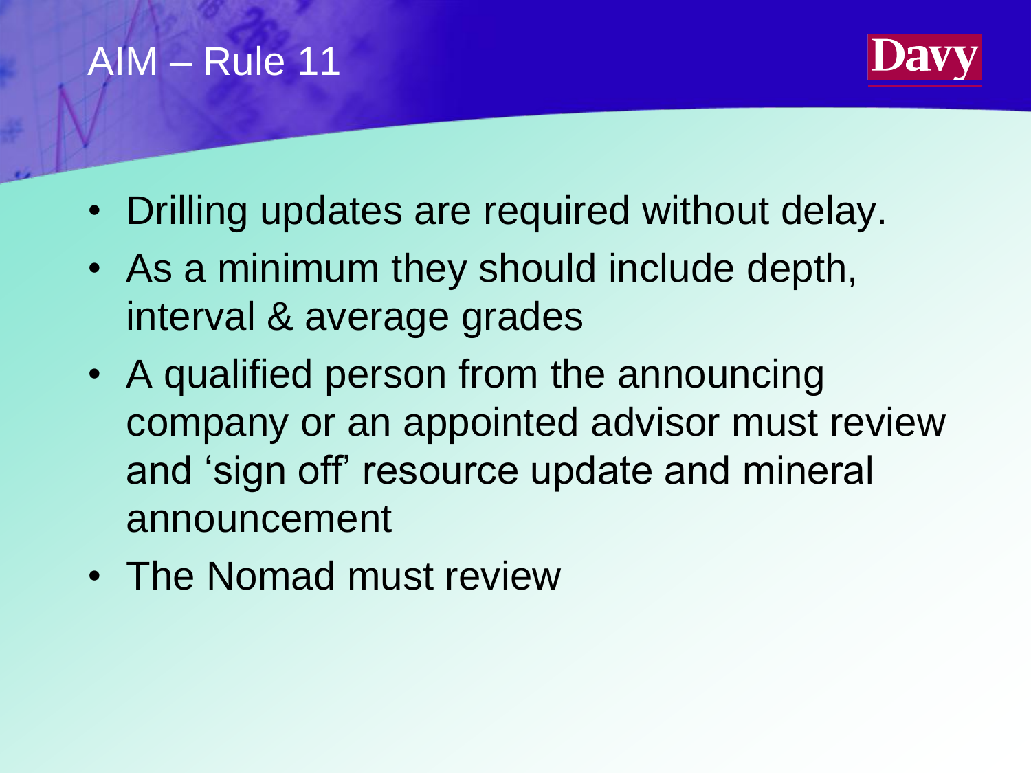# AIM – Rule 11

- Drilling updates are required without delay.
- As a minimum they should include depth, interval & average grades
- A qualified person from the announcing company or an appointed advisor must review and 'sign off' resource update and mineral announcement
- The Nomad must review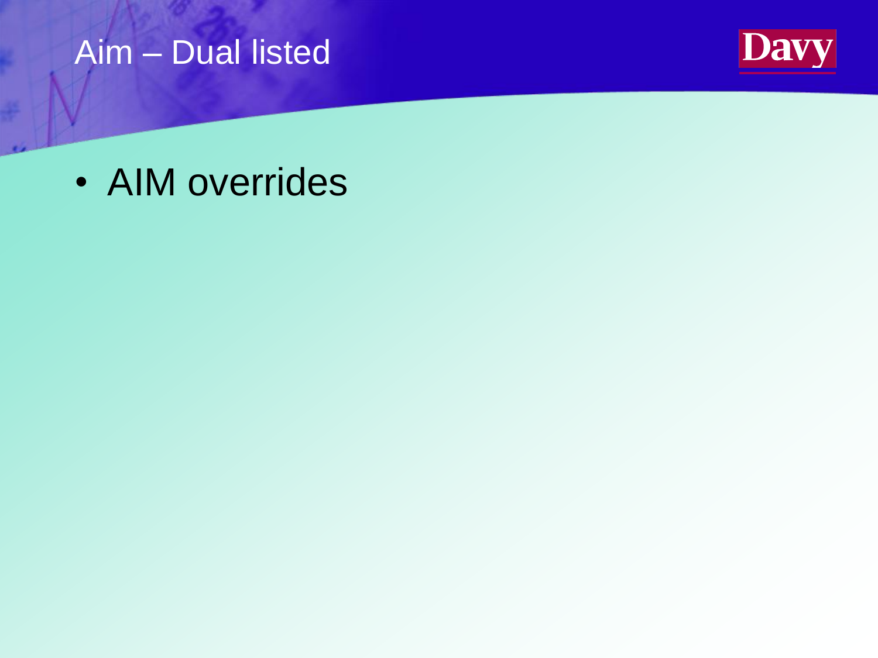# Aim – Dual listed

- AIM overrides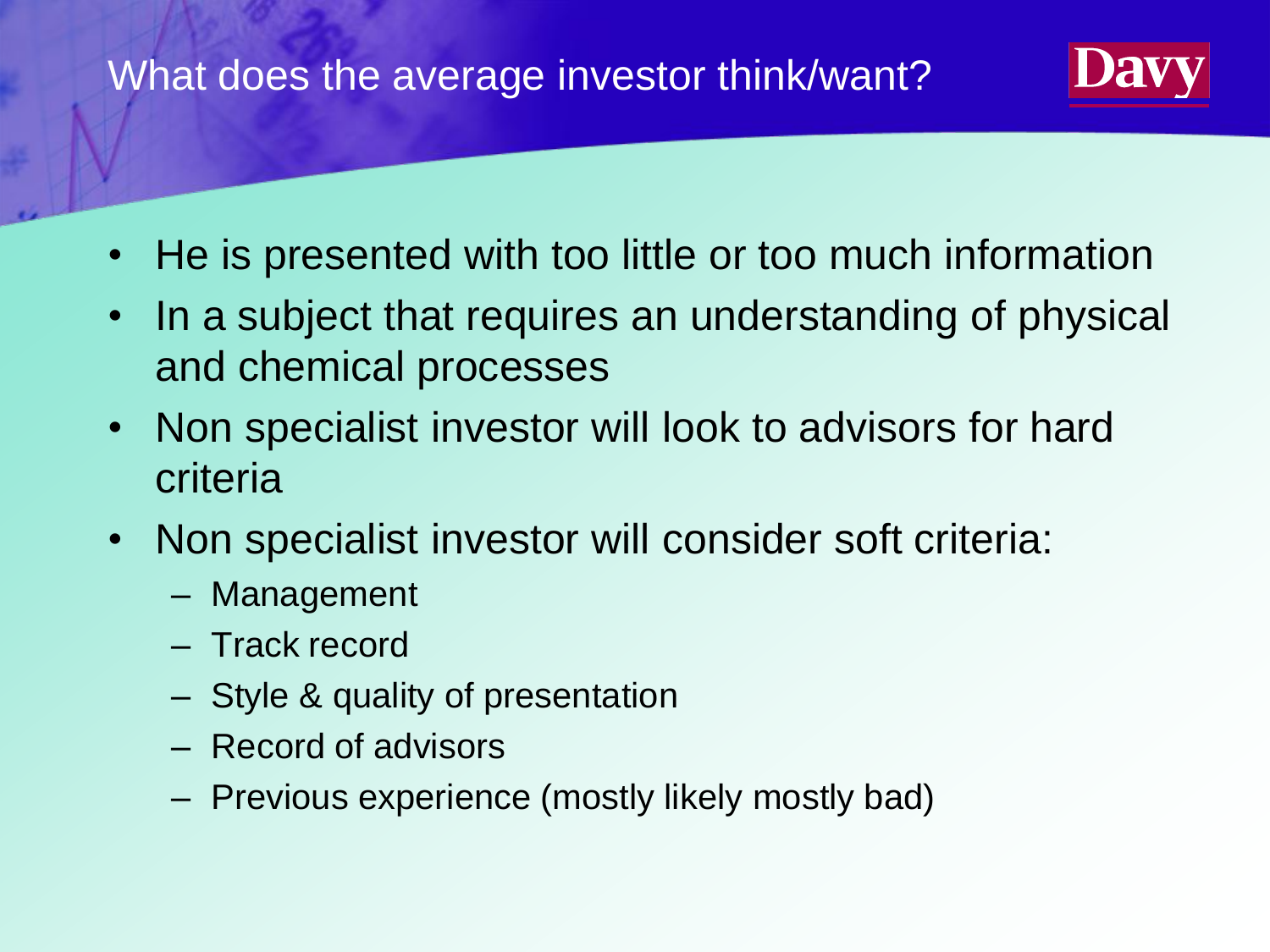# What does the average investor think/want?

Davy

- He is presented with too little or too much information
- In a subject that requires an understanding of physical and chemical processes
- Non specialist investor will look to advisors for hard criteria
- Non specialist investor will consider soft criteria:
  - Management
  - Track record
  - Style & quality of presentation
  - Record of advisors
  - Previous experience (mostly likely mostly bad)